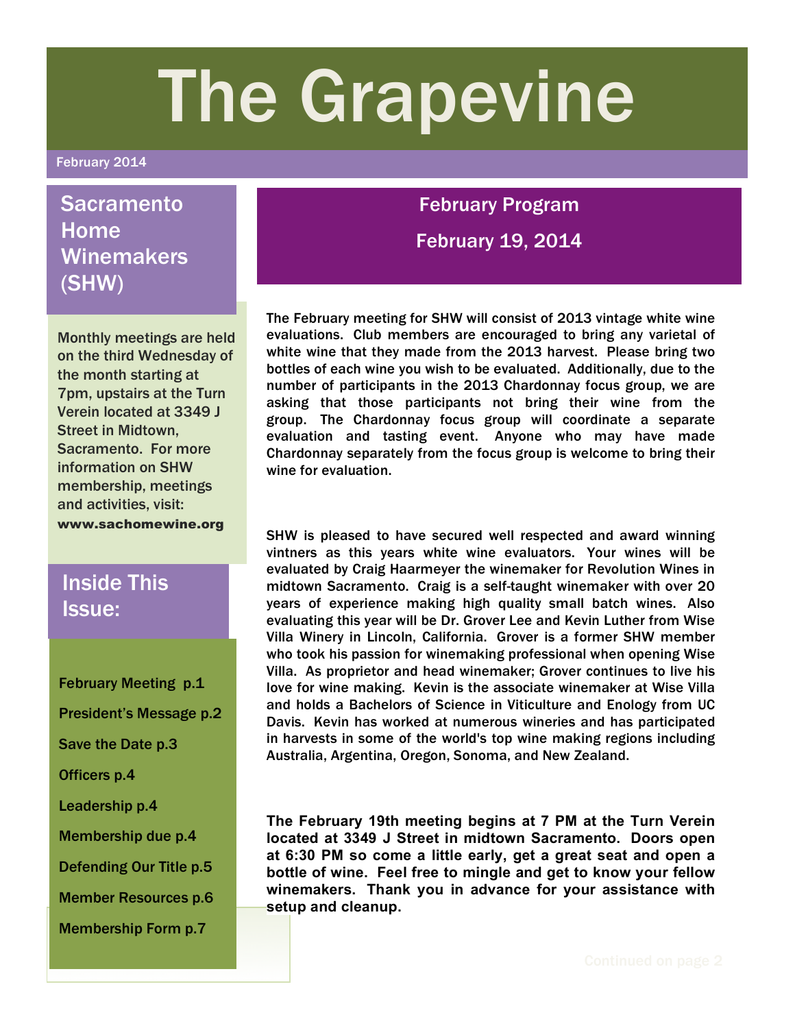# The Grapevine

February 2014

## Sacramento Home Winemakers (SHW)

Monthly meetings are held on the third Wednesday of the month starting at 7pm, upstairs at the Turn Verein located at 3349 J Street in Midtown, Sacramento. For more information on SHW membership, meetings and activities, visit: **www.sachomewine.org**

## Inside This Issue:

- February Meeting p.1
- President's Message p.2
- Save the Date p.3
- Officers p.4
- Leadership p.4
- Membership due p.4
- Defending Our Title p.5
- Member Resources p.6
- Membership Form p.7

## February Program

## February 19, 2014

The February meeting for SHW will consist of 2013 vintage white wine evaluations. Club members are encouraged to bring any varietal of white wine that they made from the 2013 harvest. Please bring two bottles of each wine you wish to be evaluated. Additionally, due to the number of participants in the 2013 Chardonnay focus group, we are asking that those participants not bring their wine from the group. The Chardonnay focus group will coordinate a separate evaluation and tasting event. Anyone who may have made Chardonnay separately from the focus group is welcome to bring their wine for evaluation.

SHW is pleased to have secured well respected and award winning vintners as this years white wine evaluators. Your wines will be evaluated by Craig Haarmeyer the winemaker for Revolution Wines in midtown Sacramento. Craig is a self-taught winemaker with over 20 years of experience making high quality small batch wines. Also evaluating this year will be Dr. Grover Lee and Kevin Luther from Wise Villa Winery in Lincoln, California. Grover is a former SHW member who took his passion for winemaking professional when opening Wise Villa. As proprietor and head winemaker; Grover continues to live his love for wine making. Kevin is the associate winemaker at Wise Villa and holds a Bachelors of Science in Viticulture and Enology from UC Davis. Kevin has worked at numerous wineries and has participated in harvests in some of the world's top wine making regions including Australia, Argentina, Oregon, Sonoma, and New Zealand.

**The February 19th meeting begins at 7 PM at the Turn Verein located at 3349 J Street in midtown Sacramento. Doors open at 6:30 PM so come a little early, get a great seat and open a bottle of wine. Feel free to mingle and get to know your fellow winemakers. Thank you in advance for your assistance with setup and cleanup.**

Continued on page 2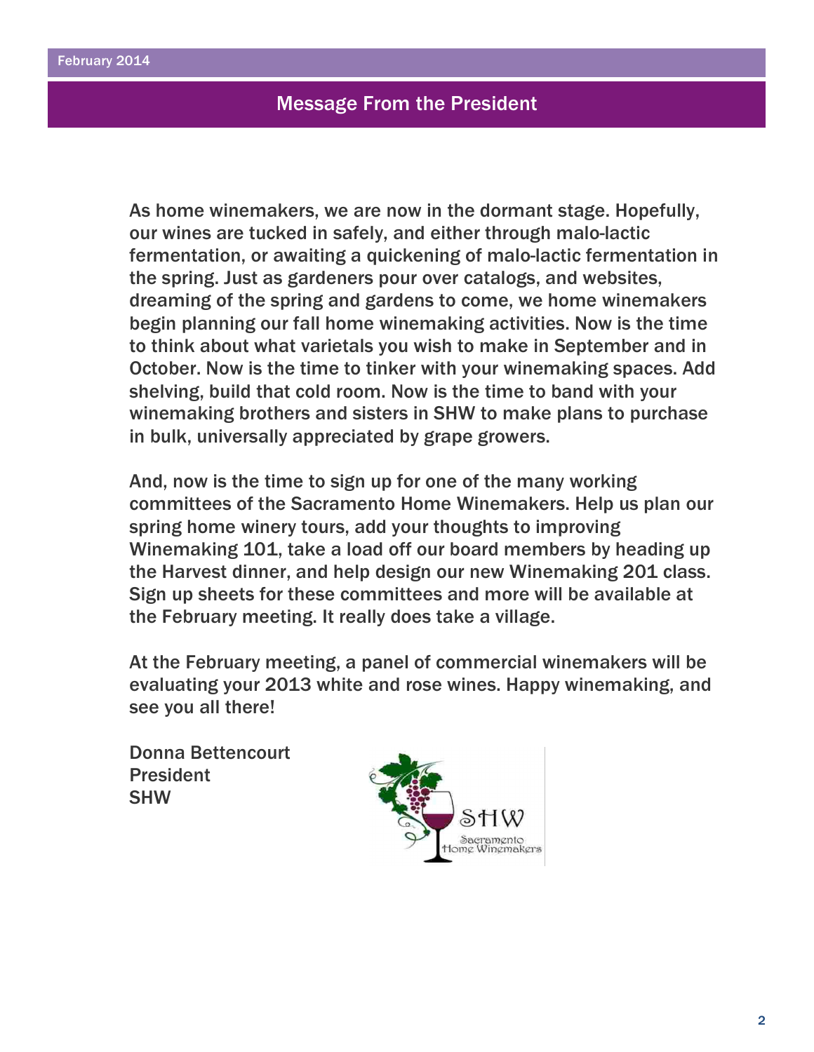## Message From the President

As home winemakers, we are now in the dormant stage. Hopefully, our wines are tucked in safely, and either through malo-lactic fermentation, or awaiting a quickening of malo-lactic fermentation in the spring. Just as gardeners pour over catalogs, and websites, dreaming of the spring and gardens to come, we home winemakers begin planning our fall home winemaking activities. Now is the time to think about what varietals you wish to make in September and in October. Now is the time to tinker with your winemaking spaces. Add shelving, build that cold room. Now is the time to band with your winemaking brothers and sisters in SHW to make plans to purchase in bulk, universally appreciated by grape growers.

And, now is the time to sign up for one of the many working committees of the Sacramento Home Winemakers. Help us plan our spring home winery tours, add your thoughts to improving Winemaking 101, take a load off our board members by heading up the Harvest dinner, and help design our new Winemaking 201 class. Sign up sheets for these committees and more will be available at the February meeting. It really does take a village.

At the February meeting, a panel of commercial winemakers will be evaluating your 2013 white and rose wines. Happy winemaking, and see you all there!

Donna Bettencourt
President
SHW

SHW
Sacramento Home Winemakers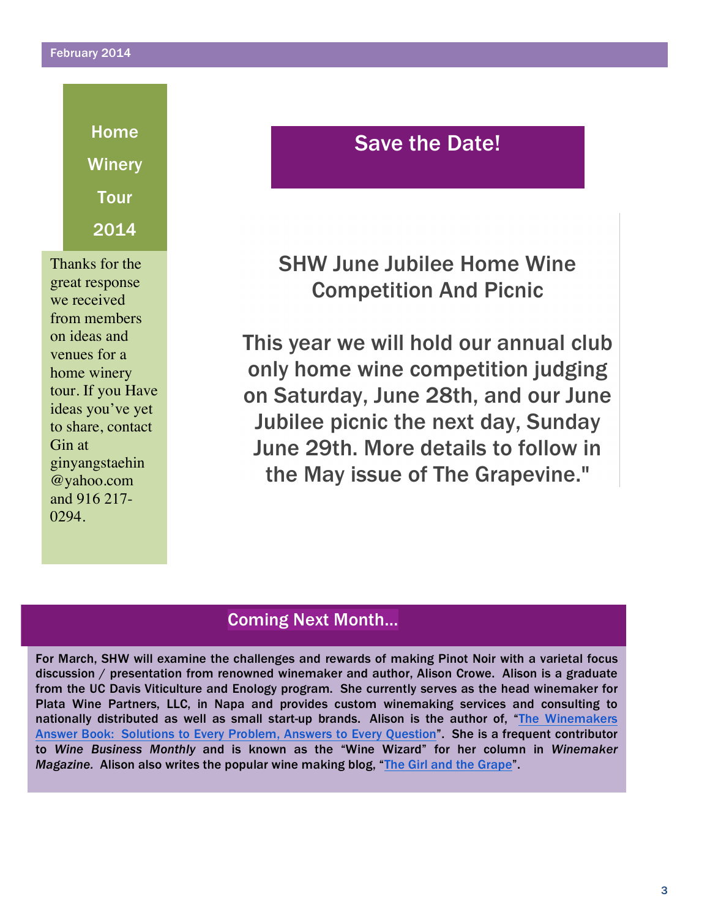## Home Winery Tour 2014

Thanks for the great response we received from members on ideas and venues for a home winery tour. If you Have ideas you've yet to share, contact Gin at ginyangstaehin@yahoo.com and 916 217-0294.

## Save the Date!

### SHW June Jubilee Home Wine Competition And Picnic

This year we will hold our annual club only home wine competition judging on Saturday, June 28th, and our June Jubilee picnic the next day, Sunday June 29th. More details to follow in the May issue of The Grapevine."

## Coming Next Month…

**For March, SHW will examine the challenges and rewards of making Pinot Noir with a varietal focus discussion / presentation from renowned winemaker and author, Alison Crowe. Alison is a graduate from the UC Davis Viticulture and Enology program. She currently serves as the head winemaker for Plata Wine Partners, LLC, in Napa and provides custom winemaking services and consulting to nationally distributed as well as small start-up brands. Alison is the author of, "The Winemakers Answer Book: Solutions to Every Problem, Answers to Every Question". She is a frequent contributor to *Wine Business Monthly* and is known as the "Wine Wizard" for her column in *Winemaker Magazine*. Alison also writes the popular wine making blog, "The Girl and the Grape".**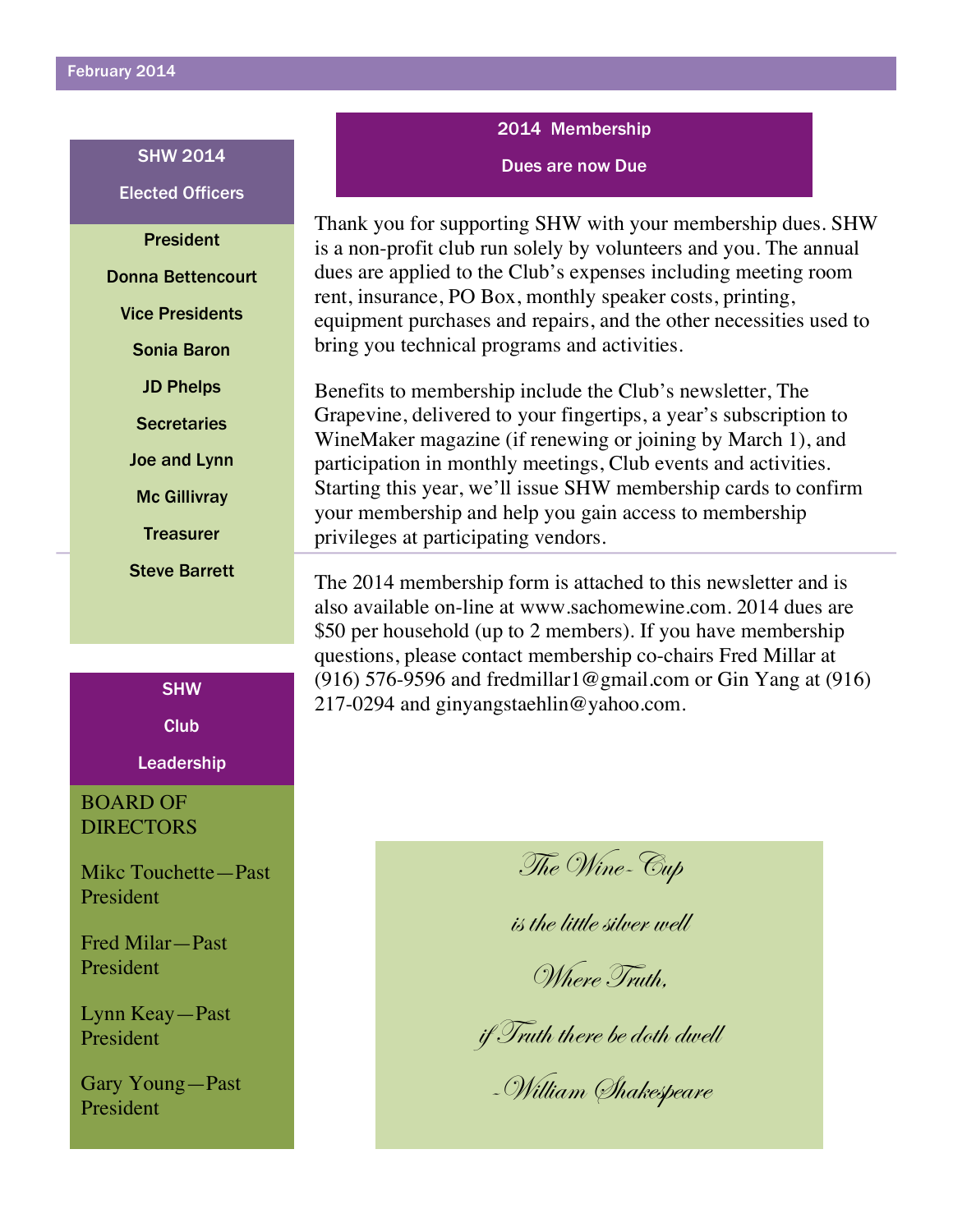## SHW 2014 Elected Officers

**President**

**Donna Bettencourt**

**Vice Presidents**

**Sonia Baron**

**JD Phelps**

**Secretaries**

**Joe and Lynn Mc Gillivray**

**Treasurer**

**Steve Barrett**

## SHW Club Leadership

BOARD OF DIRECTORS

Mikc Touchette—Past President

Fred Milar—Past President

Lynn Keay—Past President

Gary Young—Past President

## 2014 Membership Dues are now Due

Thank you for supporting SHW with your membership dues. SHW is a non-profit club run solely by volunteers and you. The annual dues are applied to the Club's expenses including meeting room rent, insurance, PO Box, monthly speaker costs, printing, equipment purchases and repairs, and the other necessities used to bring you technical programs and activities.

Benefits to membership include the Club's newsletter, The Grapevine, delivered to your fingertips, a year's subscription to WineMaker magazine (if renewing or joining by March 1), and participation in monthly meetings, Club events and activities. Starting this year, we'll issue SHW membership cards to confirm your membership and help you gain access to membership privileges at participating vendors.

The 2014 membership form is attached to this newsletter and is also available on-line at www.sachomewine.com. 2014 dues are $50 per household (up to 2 members). If you have membership questions, please contact membership co-chairs Fred Millar at (916) 576-9596 and fredmillar1@gmail.com or Gin Yang at (916) 217-0294 and ginyangstaehlin@yahoo.com.

*The Wine-Cup*

*is the little silver well*

*Where Truth,*

*if Truth there be doth dwell*

*-William Shakespeare*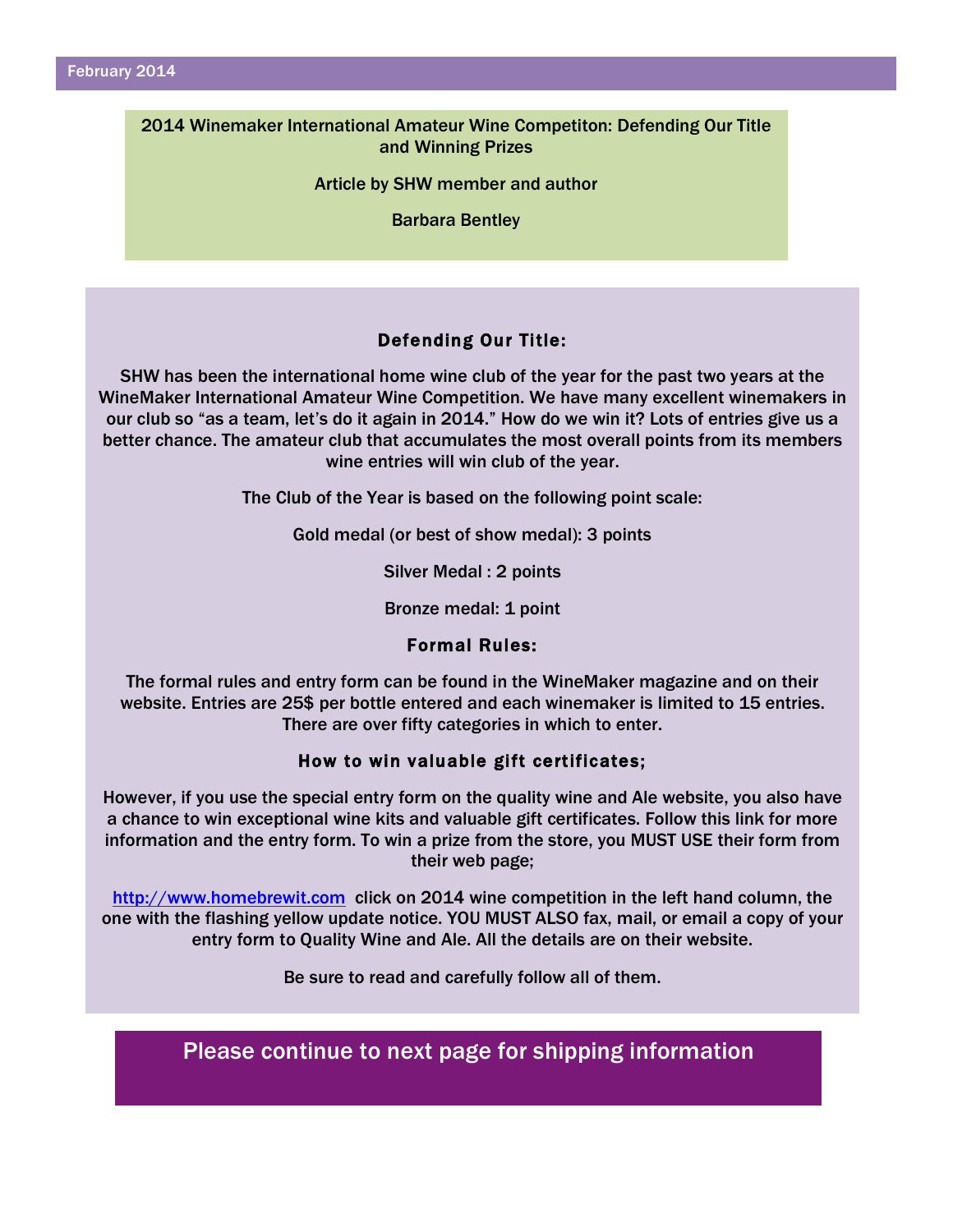## 2014 Winemaker International Amateur Wine Competiton: Defending Our Title and Winning Prizes

Article by SHW member and author

Barbara Bentley

### Defending Our Title:

SHW has been the international home wine club of the year for the past two years at the WineMaker International Amateur Wine Competition. We have many excellent winemakers in our club so "as a team, let's do it again in 2014." How do we win it? Lots of entries give us a better chance. The amateur club that accumulates the most overall points from its members wine entries will win club of the year.

The Club of the Year is based on the following point scale:

Gold medal (or best of show medal): 3 points

Silver Medal : 2 points

Bronze medal: 1 point

### Formal Rules:

The formal rules and entry form can be found in the WineMaker magazine and on their website. Entries are 25$ per bottle entered and each winemaker is limited to 15 entries. There are over fifty categories in which to enter.

### How to win valuable gift certificates;

However, if you use the special entry form on the quality wine and Ale website, you also have a chance to win exceptional wine kits and valuable gift certificates. Follow this link for more information and the entry form. To win a prize from the store, you MUST USE their form from their web page;

[http://www.homebrewit.com](http://www.homebrewit.com) click on 2014 wine competition in the left hand column, the one with the flashing yellow update notice. YOU MUST ALSO fax, mail, or email a copy of your entry form to Quality Wine and Ale. All the details are on their website.

Be sure to read and carefully follow all of them.

**Please continue to next page for shipping information**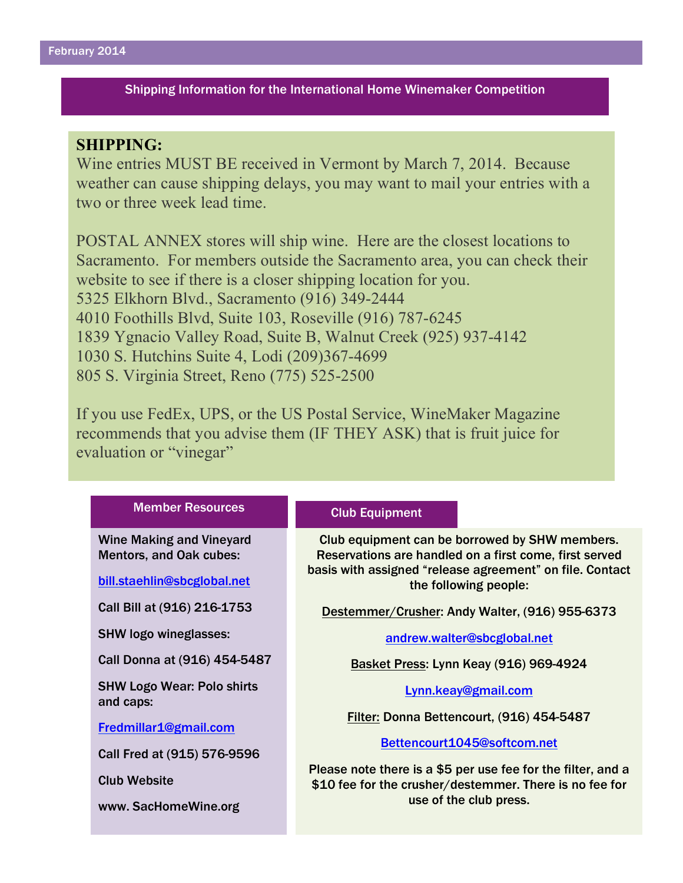## Shipping Information for the International Home Winemaker Competition

**SHIPPING:**

Wine entries MUST BE received in Vermont by March 7, 2014. Because weather can cause shipping delays, you may want to mail your entries with a two or three week lead time.

POSTAL ANNEX stores will ship wine. Here are the closest locations to Sacramento. For members outside the Sacramento area, you can check their website to see if there is a closer shipping location for you.

5325 Elkhorn Blvd., Sacramento (916) 349-2444
4010 Foothills Blvd, Suite 103, Roseville (916) 787-6245
1839 Ygnacio Valley Road, Suite B, Walnut Creek (925) 937-4142
1030 S. Hutchins Suite 4, Lodi (209)367-4699
805 S. Virginia Street, Reno (775) 525-2500

If you use FedEx, UPS, or the US Postal Service, WineMaker Magazine recommends that you advise them (IF THEY ASK) that is fruit juice for evaluation or "vinegar"

## Member Resources

**Wine Making and Vineyard Mentors, and Oak cubes:**

**bill.staehlin@sbcglobal.net**

**Call Bill at (916) 216-1753**

**SHW logo wineglasses:**

**Call Donna at (916) 454-5487**

**SHW Logo Wear: Polo shirts and caps:**

**Fredmillar1@gmail.com**

**Call Fred at (915) 576-9596**

**Club Website**

**www. SacHomeWine.org**

## Club Equipment

**Club equipment can be borrowed by SHW members. Reservations are handled on a first come, first served basis with assigned "release agreement" on file. Contact the following people:**

**Destemmer/Crusher: Andy Walter, (916) 955-6373**

**andrew.walter@sbcglobal.net**

**Basket Press: Lynn Keay (916) 969-4924**

**Lynn.keay@gmail.com**

**Filter: Donna Bettencourt, (916) 454-5487**

**Bettencourt1045@softcom.net**

**Please note there is a $5 per use fee for the filter, and a $10 fee for the crusher/destemmer. There is no fee for use of the club press.**